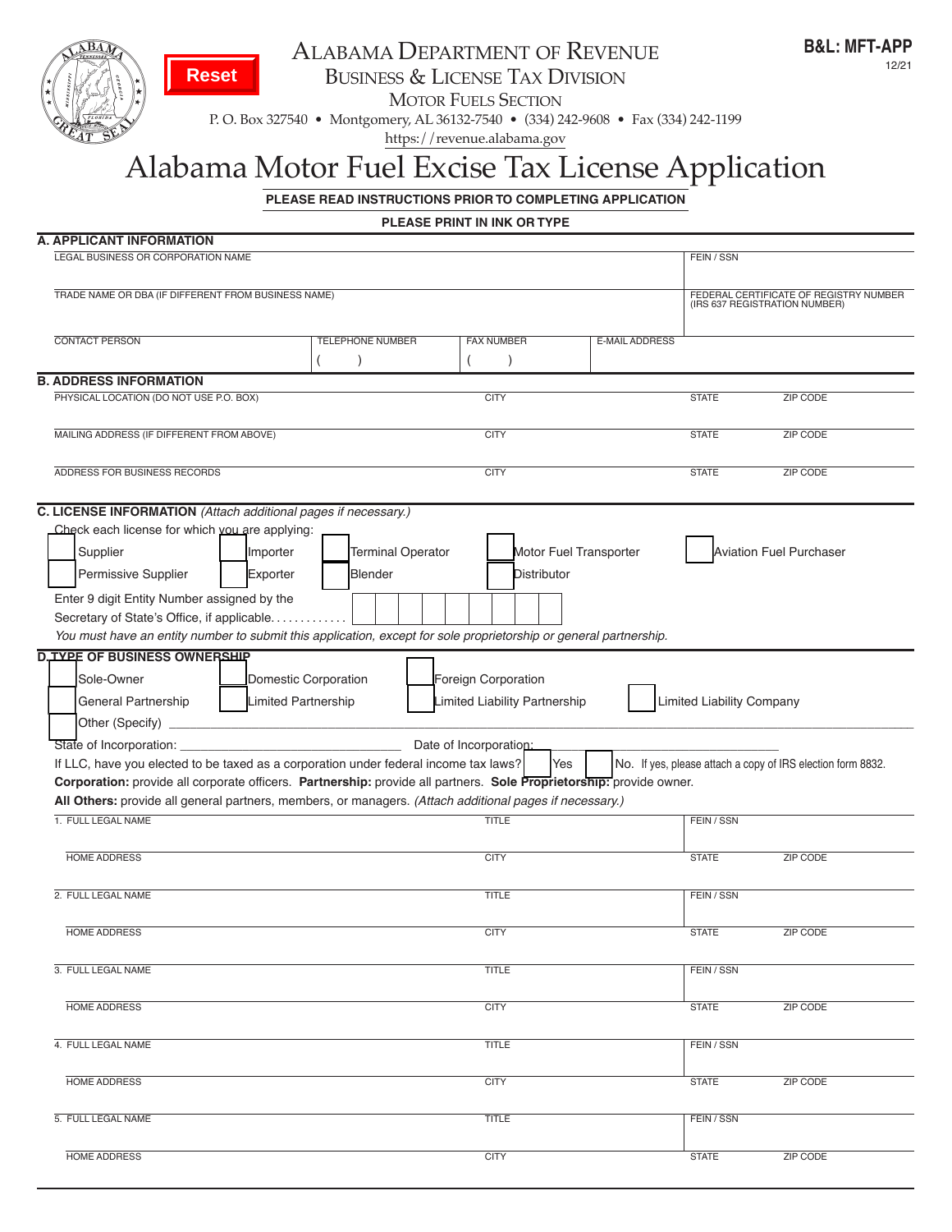B&L: MFT-APP
12/21

Reset

# ALABAMA DEPARTMENT OF REVENUE

## BUSINESS & LICENSE TAX DIVISION

### MOTOR FUELS SECTION

P. O. Box 327540 • Montgomery, AL 36132-7540 • (334) 242-9608 • Fax (334) 242-1199
https://revenue.alabama.gov

# Alabama Motor Fuel Excise Tax License Application

**PLEASE READ INSTRUCTIONS PRIOR TO COMPLETING APPLICATION**

**PLEASE PRINT IN INK OR TYPE**

## A. APPLICANT INFORMATION

| LEGAL BUSINESS OR CORPORATION NAME | | | | FEIN / SSN |
|---|---|---|---|---|
| TRADE NAME OR DBA (IF DIFFERENT FROM BUSINESS NAME) | | | | FEDERAL CERTIFICATE OF REGISTRY NUMBER (IRS 637 REGISTRATION NUMBER) |
| CONTACT PERSON | TELEPHONE NUMBER ( ) | FAX NUMBER ( ) | E-MAIL ADDRESS | |

## B. ADDRESS INFORMATION

| PHYSICAL LOCATION (DO NOT USE P.O. BOX) | CITY | STATE | ZIP CODE |
|---|---|---|---|
| MAILING ADDRESS (IF DIFFERENT FROM ABOVE) | CITY | STATE | ZIP CODE |
| ADDRESS FOR BUSINESS RECORDS | CITY | STATE | ZIP CODE |

## C. LICENSE INFORMATION *(Attach additional pages if necessary.)*

Check each license for which you are applying:

- ☐ Supplier
- ☐ Importer
- ☐ Terminal Operator
- ☐ Motor Fuel Transporter
- ☐ Aviation Fuel Purchaser
- ☐ Permissive Supplier
- ☐ Exporter
- ☐ Blender
- ☐ Distributor

Enter 9 digit Entity Number assigned by the Secretary of State's Office, if applicable. . . . . . . . . . . . . ☐☐☐☐☐☐☐☐☐

*You must have an entity number to submit this application, except for sole proprietorship or general partnership.*

## D. TYPE OF BUSINESS OWNERSHIP

- ☐ Sole-Owner
- ☐ Domestic Corporation
- ☐ Foreign Corporation
- ☐ General Partnership
- ☐ Limited Partnership
- ☐ Limited Liability Partnership
- ☐ Limited Liability Company
- ☐ Other (Specify) ____________________

State of Incorporation: ____________________ Date of Incorporation: ____________________

If LLC, have you elected to be taxed as a corporation under federal income tax laws? ☐ Yes ☐ No. If yes, please attach a copy of IRS election form 8832.

**Corporation:** provide all corporate officers. **Partnership:** provide all partners. **Sole Proprietorship:** provide owner.
**All Others:** provide all general partners, members, or managers. *(Attach additional pages if necessary.)*

| 1. FULL LEGAL NAME | TITLE | FEIN / SSN | |
|---|---|---|---|
| HOME ADDRESS | CITY | STATE | ZIP CODE |
| 2. FULL LEGAL NAME | TITLE | FEIN / SSN | |
| HOME ADDRESS | CITY | STATE | ZIP CODE |
| 3. FULL LEGAL NAME | TITLE | FEIN / SSN | |
| HOME ADDRESS | CITY | STATE | ZIP CODE |
| 4. FULL LEGAL NAME | TITLE | FEIN / SSN | |
| HOME ADDRESS | CITY | STATE | ZIP CODE |
| 5. FULL LEGAL NAME | TITLE | FEIN / SSN | |
| HOME ADDRESS | CITY | STATE | ZIP CODE |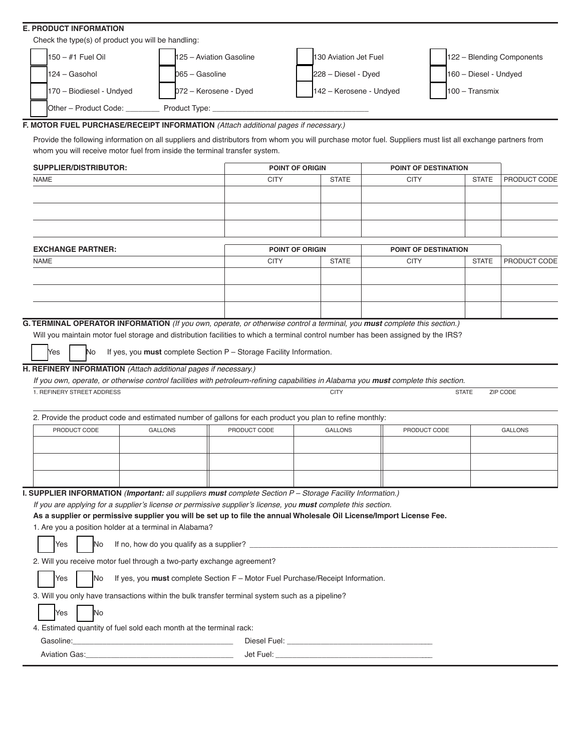## E. PRODUCT INFORMATION

Check the type(s) of product you will be handling:

- [ ] 150 – #1 Fuel Oil
- [ ] 125 – Aviation Gasoline
- [ ] 130 Aviation Jet Fuel
- [ ] 122 – Blending Components
- [ ] 124 – Gasohol
- [ ] 065 – Gasoline
- [ ] 228 – Diesel - Dyed
- [ ] 160 – Diesel - Undyed
- [ ] 170 – Biodiesel - Undyed
- [ ] 072 – Kerosene - Dyed
- [ ] 142 – Kerosene - Undyed
- [ ] 100 – Transmix
- [ ] Other – Product Code: ________ Product Type: ____________________________________

## F. MOTOR FUEL PURCHASE/RECEIPT INFORMATION *(Attach additional pages if necessary.)*

Provide the following information on all suppliers and distributors from whom you will purchase motor fuel. Suppliers must list all exchange partners from whom you will receive motor fuel from inside the terminal transfer system.

| SUPPLIER/DISTRIBUTOR: | POINT OF ORIGIN | | POINT OF DESTINATION | | |
|---|---|---|---|---|---|
| NAME | CITY | STATE | CITY | STATE | PRODUCT CODE |
| | | | | | |
| | | | | | |
| | | | | | |

| EXCHANGE PARTNER: | POINT OF ORIGIN | | POINT OF DESTINATION | | |
|---|---|---|---|---|---|
| NAME | CITY | STATE | CITY | STATE | PRODUCT CODE |
| | | | | | |
| | | | | | |
| | | | | | |

## G. TERMINAL OPERATOR INFORMATION *(If you own, operate, or otherwise control a terminal, you **must** complete this section.)*

Will you maintain motor fuel storage and distribution facilities to which a terminal control number has been assigned by the IRS?

- [ ] Yes
- [ ] No

If yes, you **must** complete Section P – Storage Facility Information.

## H. REFINERY INFORMATION *(Attach additional pages if necessary.)*

*If you own, operate, or otherwise control facilities with petroleum-refining capabilities in Alabama you **must** complete this section.*

| 1. REFINERY STREET ADDRESS | CITY | STATE | ZIP CODE |
|---|---|---|---|
| | | | |

2. Provide the product code and estimated number of gallons for each product you plan to refine monthly:

| PRODUCT CODE | GALLONS | PRODUCT CODE | GALLONS | PRODUCT CODE | GALLONS |
|---|---|---|---|---|---|
| | | | | | |
| | | | | | |
| | | | | | |

## I. SUPPLIER INFORMATION *(**Important:** all suppliers **must** complete Section P – Storage Facility Information.)*

*If you are applying for a supplier's license or permissive supplier's license, you **must** complete this section.*

**As a supplier or permissive supplier you will be set up to file the annual Wholesale Oil License/Import License Fee.**

1. Are you a position holder at a terminal in Alabama?

   - [ ] Yes
   - [ ] No

   If no, how do you qualify as a supplier? ______________________________________________

2. Will you receive motor fuel through a two-party exchange agreement?

   - [ ] Yes
   - [ ] No

   If yes, you **must** complete Section F – Motor Fuel Purchase/Receipt Information.

3. Will you only have transactions within the bulk transfer terminal system such as a pipeline?

   - [ ] Yes
   - [ ] No

4. Estimated quantity of fuel sold each month at the terminal rack:

   Gasoline:______________________________________ Diesel Fuel: __________________________________

   Aviation Gas:__________________________________ Jet Fuel: _____________________________________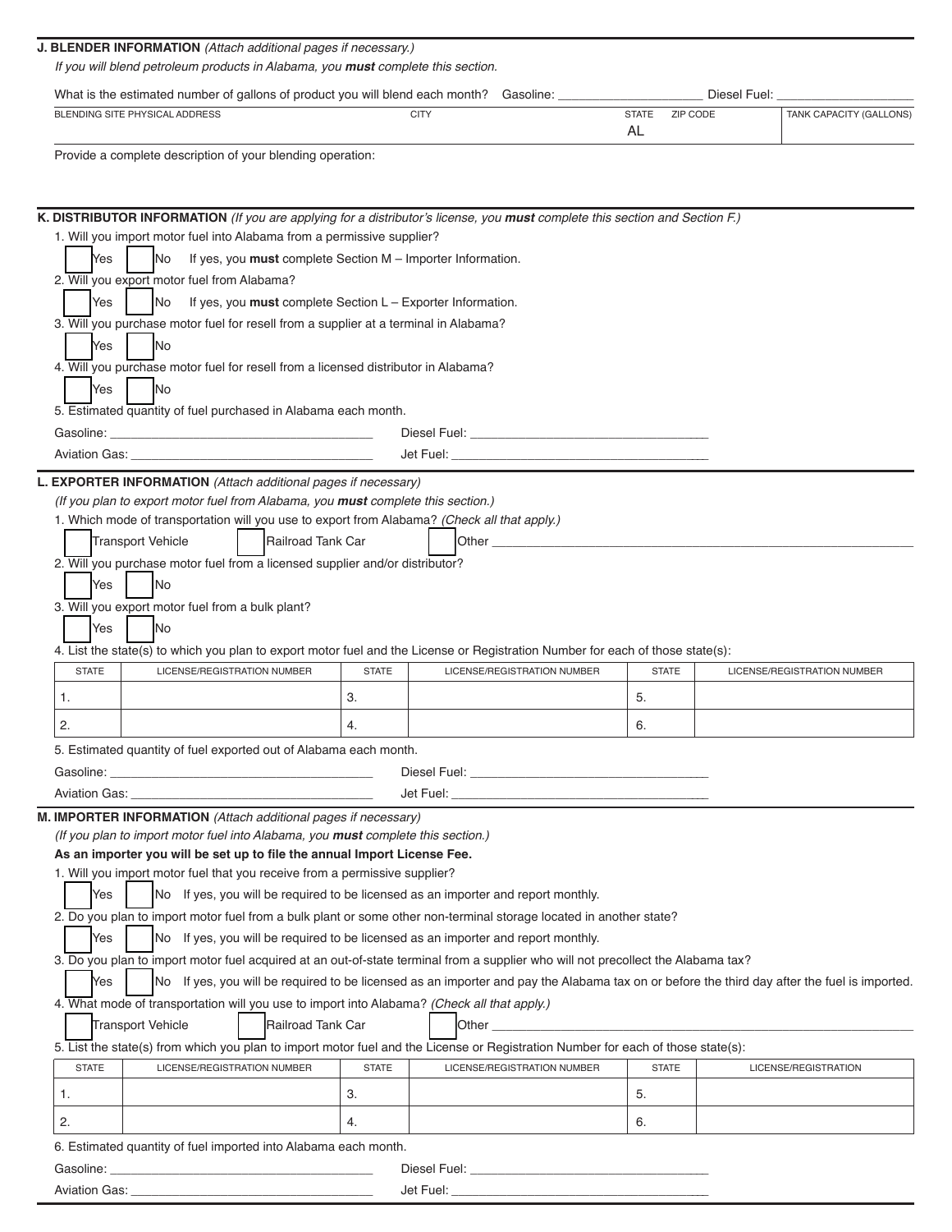**J. BLENDER INFORMATION** *(Attach additional pages if necessary.)*

*If you will blend petroleum products in Alabama, you **must** complete this section.*

What is the estimated number of gallons of product you will blend each month? Gasoline: ____________________ Diesel Fuel: ____________________

| BLENDING SITE PHYSICAL ADDRESS | CITY | STATE | ZIP CODE | TANK CAPACITY (GALLONS) |
|---|---|---|---|---|
| | | AL | | |

Provide a complete description of your blending operation:

**K. DISTRIBUTOR INFORMATION** *(If you are applying for a distributor's license, you **must** complete this section and Section F.)*

1. Will you import motor fuel into Alabama from a permissive supplier?

☐ Yes ☐ No If yes, you **must** complete Section M – Importer Information.

2. Will you export motor fuel from Alabama?

☐ Yes ☐ No If yes, you **must** complete Section L – Exporter Information.

3. Will you purchase motor fuel for resell from a supplier at a terminal in Alabama?

☐ Yes ☐ No

4. Will you purchase motor fuel for resell from a licensed distributor in Alabama?

☐ Yes ☐ No

5. Estimated quantity of fuel purchased in Alabama each month.

Gasoline: ____________________ Diesel Fuel: ____________________

Aviation Gas: ____________________ Jet Fuel: ____________________

**L. EXPORTER INFORMATION** *(Attach additional pages if necessary)*

*(If you plan to export motor fuel from Alabama, you **must** complete this section.)*

1. Which mode of transportation will you use to export from Alabama? *(Check all that apply.)*

☐ Transport Vehicle ☐ Railroad Tank Car ☐ Other ____________________

2. Will you purchase motor fuel from a licensed supplier and/or distributor?

☐ Yes ☐ No

3. Will you export motor fuel from a bulk plant?

☐ Yes ☐ No

4. List the state(s) to which you plan to export motor fuel and the License or Registration Number for each of those state(s):

| STATE | LICENSE/REGISTRATION NUMBER | STATE | LICENSE/REGISTRATION NUMBER | STATE | LICENSE/REGISTRATION NUMBER |
|---|---|---|---|---|---|
| 1. | | 3. | | 5. | |
| 2. | | 4. | | 6. | |

5. Estimated quantity of fuel exported out of Alabama each month.

Gasoline: ____________________ Diesel Fuel: ____________________

Aviation Gas: ____________________ Jet Fuel: ____________________

**M. IMPORTER INFORMATION** *(Attach additional pages if necessary)*

*(If you plan to import motor fuel into Alabama, you **must** complete this section.)*

**As an importer you will be set up to file the annual Import License Fee.**

1. Will you import motor fuel that you receive from a permissive supplier?

☐ Yes ☐ No If yes, you will be required to be licensed as an importer and report monthly.

2. Do you plan to import motor fuel from a bulk plant or some other non-terminal storage located in another state?

☐ Yes ☐ No If yes, you will be required to be licensed as an importer and report monthly.

3. Do you plan to import motor fuel acquired at an out-of-state terminal from a supplier who will not precollect the Alabama tax?

☐ Yes ☐ No If yes, you will be required to be licensed as an importer and pay the Alabama tax on or before the third day after the fuel is imported.

4. What mode of transportation will you use to import into Alabama? *(Check all that apply.)*

☐ Transport Vehicle ☐ Railroad Tank Car ☐ Other ____________________

5. List the state(s) from which you plan to import motor fuel and the License or Registration Number for each of those state(s):

| STATE | LICENSE/REGISTRATION NUMBER | STATE | LICENSE/REGISTRATION NUMBER | STATE | LICENSE/REGISTRATION |
|---|---|---|---|---|---|
| 1. | | 3. | | 5. | |
| 2. | | 4. | | 6. | |

6. Estimated quantity of fuel imported into Alabama each month.

Gasoline: ____________________ Diesel Fuel: ____________________

Aviation Gas: ____________________ Jet Fuel: ____________________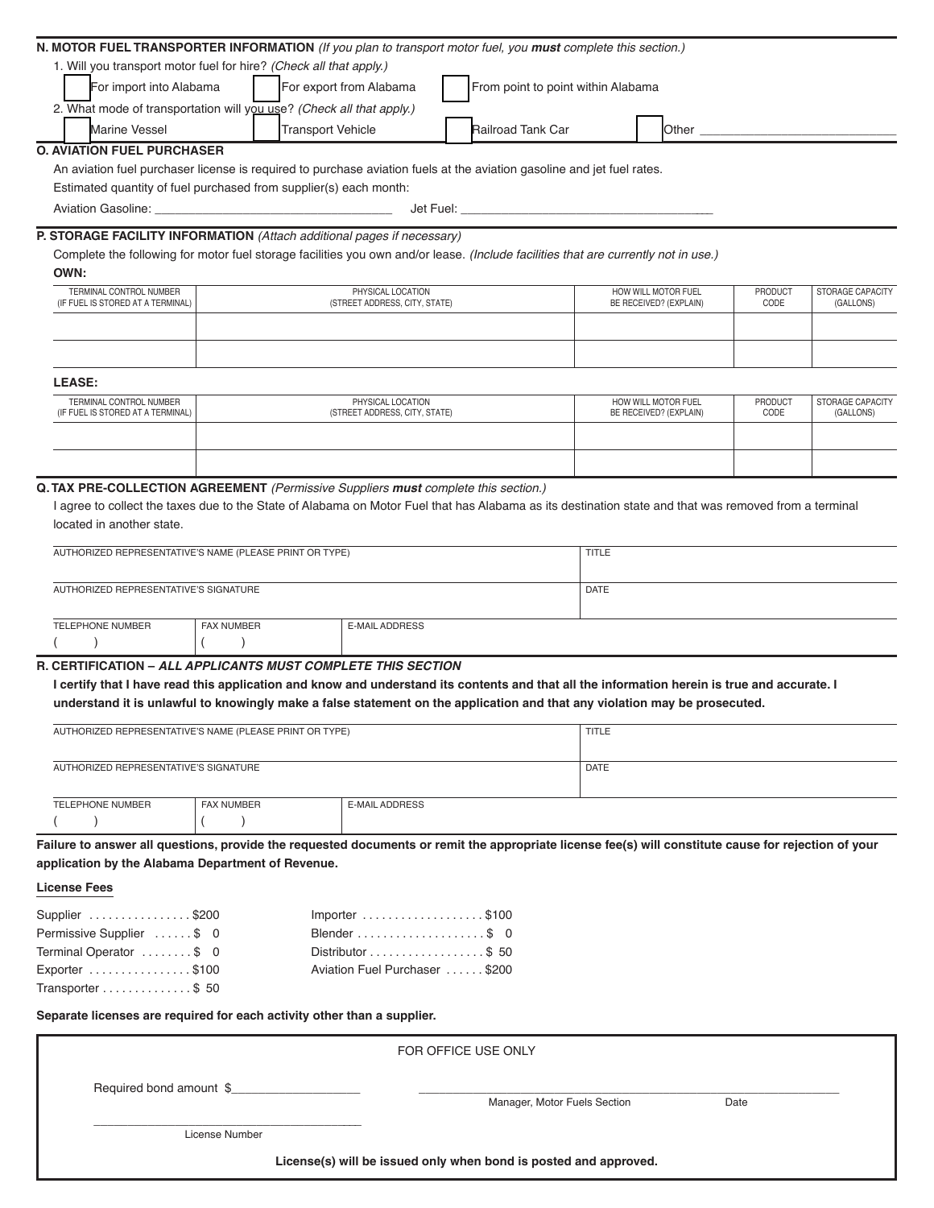**N. MOTOR FUEL TRANSPORTER INFORMATION** *(If you plan to transport motor fuel, you **must** complete this section.)*

1. Will you transport motor fuel for hire? *(Check all that apply.)*

☐ For import into Alabama ☐ For export from Alabama ☐ From point to point within Alabama

2. What mode of transportation will you use? *(Check all that apply.)*

☐ Marine Vessel ☐ Transport Vehicle ☐ Railroad Tank Car ☐ Other ____________________________

**O. AVIATION FUEL PURCHASER**

An aviation fuel purchaser license is required to purchase aviation fuels at the aviation gasoline and jet fuel rates.

Estimated quantity of fuel purchased from supplier(s) each month:

Aviation Gasoline: ____________________________ Jet Fuel: ____________________________

**P. STORAGE FACILITY INFORMATION** *(Attach additional pages if necessary)*

Complete the following for motor fuel storage facilities you own and/or lease. *(Include facilities that are currently not in use.)*

**OWN:**

| TERMINAL CONTROL NUMBER (IF FUEL IS STORED AT A TERMINAL) | PHYSICAL LOCATION (STREET ADDRESS, CITY, STATE) | HOW WILL MOTOR FUEL BE RECEIVED? (EXPLAIN) | PRODUCT CODE | STORAGE CAPACITY (GALLONS) |
|---|---|---|---|---|
| | | | | |
| | | | | |

**LEASE:**

| TERMINAL CONTROL NUMBER (IF FUEL IS STORED AT A TERMINAL) | PHYSICAL LOCATION (STREET ADDRESS, CITY, STATE) | HOW WILL MOTOR FUEL BE RECEIVED? (EXPLAIN) | PRODUCT CODE | STORAGE CAPACITY (GALLONS) |
|---|---|---|---|---|
| | | | | |
| | | | | |

**Q. TAX PRE-COLLECTION AGREEMENT** *(Permissive Suppliers **must** complete this section.)*

I agree to collect the taxes due to the State of Alabama on Motor Fuel that has Alabama as its destination state and that was removed from a terminal located in another state.

| AUTHORIZED REPRESENTATIVE'S NAME (PLEASE PRINT OR TYPE) | | TITLE |
|---|---|---|
| AUTHORIZED REPRESENTATIVE'S SIGNATURE | | DATE |
| TELEPHONE NUMBER ( ) | FAX NUMBER ( ) | E-MAIL ADDRESS |

**R. CERTIFICATION – *ALL APPLICANTS MUST COMPLETE THIS SECTION***

**I certify that I have read this application and know and understand its contents and that all the information herein is true and accurate. I understand it is unlawful to knowingly make a false statement on the application and that any violation may be prosecuted.**

| AUTHORIZED REPRESENTATIVE'S NAME (PLEASE PRINT OR TYPE) | | TITLE |
|---|---|---|
| AUTHORIZED REPRESENTATIVE'S SIGNATURE | | DATE |
| TELEPHONE NUMBER ( ) | FAX NUMBER ( ) | E-MAIL ADDRESS |

**Failure to answer all questions, provide the requested documents or remit the appropriate license fee(s) will constitute cause for rejection of your application by the Alabama Department of Revenue.**

**License Fees**

| | | | |
|---|---|---|---|
| Supplier | $200 | Importer | $100 |
| Permissive Supplier | $ 0 | Blender | $ 0 |
| Terminal Operator | $ 0 | Distributor | $ 50 |
| Exporter | $100 | Aviation Fuel Purchaser | $200 |
| Transporter | $ 50 | | |

**Separate licenses are required for each activity other than a supplier.**

FOR OFFICE USE ONLY

Required bond amount $__________________

______________________________________ Manager, Motor Fuels Section Date

______________________________________ License Number

**License(s) will be issued only when bond is posted and approved.**